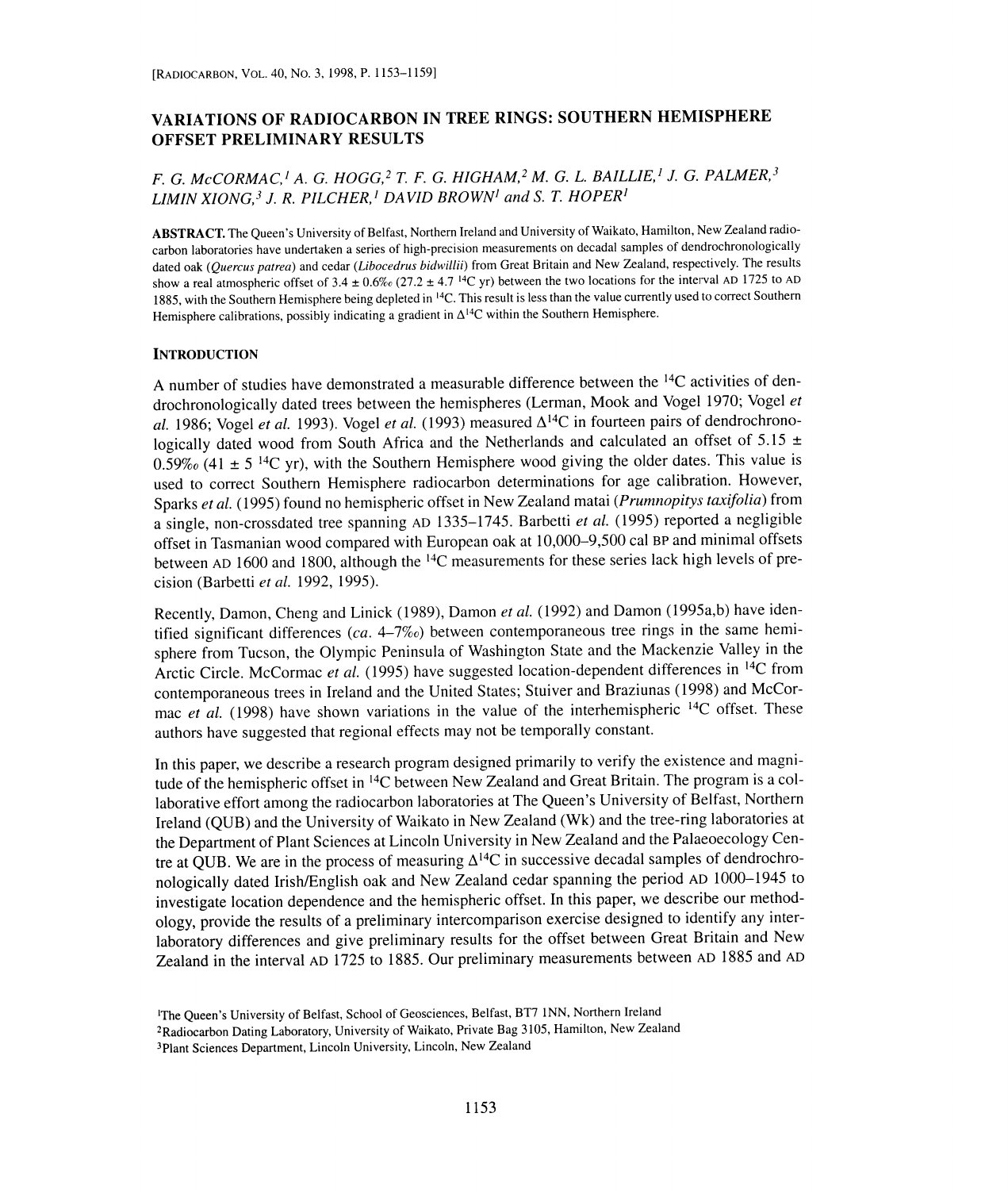[RADIOCARBON, VOL. 40, NO. 3, 1998, P. 1153–1159]

# VARIATIONS OF RADIOCARBON IN TREE RINGS: SOUTHERN HEMISPHERE OFFSET PRELIMINARY RESULTS

*F. G. McCORMAC,[1] A. G. HOGG,[2] T. F. G. HIGHAM,[2] M. G. L. BAILLIE,[1] J. G. PALMER,[3] LIMIN XIONG,[3] J. R. PILCHER,[1] DAVID BROWN[1] and S. T. HOPER[1]*

**ABSTRACT.** The Queen's University of Belfast, Northern Ireland and University of Waikato, Hamilton, New Zealand radiocarbon laboratories have undertaken a series of high-precision measurements on decadal samples of dendrochronologically dated oak (*Quercus patrea*) and cedar (*Libocedrus bidwillii*) from Great Britain and New Zealand, respectively. The results show a real atmospheric offset of 3.4 ± 0.6‰ (27.2 ± 4.7 $^{14}$C yr) between the two locations for the interval AD 1725 to AD 1885, with the Southern Hemisphere being depleted in $^{14}$C. This result is less than the value currently used to correct Southern Hemisphere calibrations, possibly indicating a gradient in $\Delta^{14}$C within the Southern Hemisphere.

## INTRODUCTION

A number of studies have demonstrated a measurable difference between the $^{14}$C activities of dendrochronologically dated trees between the hemispheres (Lerman, Mook and Vogel 1970; Vogel *et al.* 1986; Vogel *et al.* 1993). Vogel *et al.* (1993) measured $\Delta^{14}$C in fourteen pairs of dendrochronologically dated wood from South Africa and the Netherlands and calculated an offset of 5.15 ± 0.59‰ (41 ± 5 $^{14}$C yr), with the Southern Hemisphere wood giving the older dates. This value is used to correct Southern Hemisphere radiocarbon determinations for age calibration. However, Sparks *et al.* (1995) found no hemispheric offset in New Zealand matai (*Prumnopitys taxifolia*) from a single, non-crossdated tree spanning AD 1335–1745. Barbetti *et al.* (1995) reported a negligible offset in Tasmanian wood compared with European oak at 10,000–9,500 cal BP and minimal offsets between AD 1600 and 1800, although the $^{14}$C measurements for these series lack high levels of precision (Barbetti *et al.* 1992, 1995).

Recently, Damon, Cheng and Linick (1989), Damon *et al.* (1992) and Damon (1995a,b) have identified significant differences (*ca.* 4–7‰) between contemporaneous tree rings in the same hemisphere from Tucson, the Olympic Peninsula of Washington State and the Mackenzie Valley in the Arctic Circle. McCormac *et al.* (1995) have suggested location-dependent differences in $^{14}$C from contemporaneous trees in Ireland and the United States; Stuiver and Braziunas (1998) and McCormac *et al.* (1998) have shown variations in the value of the interhemispheric $^{14}$C offset. These authors have suggested that regional effects may not be temporally constant.

In this paper, we describe a research program designed primarily to verify the existence and magnitude of the hemispheric offset in $^{14}$C between New Zealand and Great Britain. The program is a collaborative effort among the radiocarbon laboratories at The Queen's University of Belfast, Northern Ireland (QUB) and the University of Waikato in New Zealand (Wk) and the tree-ring laboratories at the Department of Plant Sciences at Lincoln University in New Zealand and the Palaeoecology Centre at QUB. We are in the process of measuring $\Delta^{14}$C in successive decadal samples of dendrochronologically dated Irish/English oak and New Zealand cedar spanning the period AD 1000–1945 to investigate location dependence and the hemispheric offset. In this paper, we describe our methodology, provide the results of a preliminary intercomparison exercise designed to identify any interlaboratory differences and give preliminary results for the offset between Great Britain and New Zealand in the interval AD 1725 to 1885. Our preliminary measurements between AD 1885 and AD

[1]The Queen's University of Belfast, School of Geosciences, Belfast, BT7 1NN, Northern Ireland
[2]Radiocarbon Dating Laboratory, University of Waikato, Private Bag 3105, Hamilton, New Zealand
[3]Plant Sciences Department, Lincoln University, Lincoln, New Zealand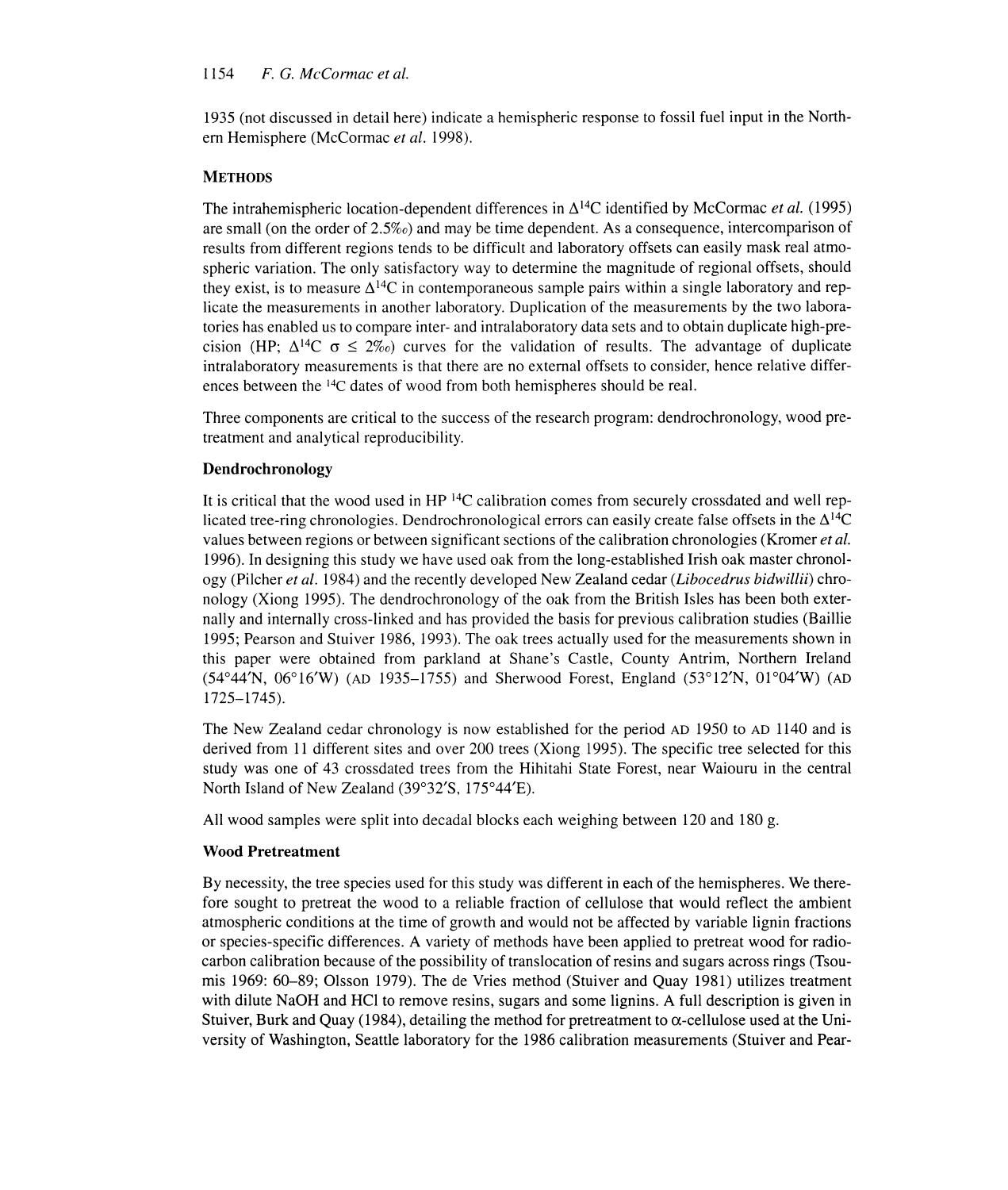1935 (not discussed in detail here) indicate a hemispheric response to fossil fuel input in the Northern Hemisphere (McCormac *et al.* 1998).

## METHODS

The intrahemispheric location-dependent differences in $\Delta^{14}C$ identified by McCormac *et al.* (1995) are small (on the order of 2.5‰) and may be time dependent. As a consequence, intercomparison of results from different regions tends to be difficult and laboratory offsets can easily mask real atmospheric variation. The only satisfactory way to determine the magnitude of regional offsets, should they exist, is to measure $\Delta^{14}C$ in contemporaneous sample pairs within a single laboratory and replicate the measurements in another laboratory. Duplication of the measurements by the two laboratories has enabled us to compare inter- and intralaboratory data sets and to obtain duplicate high-precision (HP; $\Delta^{14}C$ $\sigma \leq 2‰$) curves for the validation of results. The advantage of duplicate intralaboratory measurements is that there are no external offsets to consider, hence relative differences between the $^{14}C$ dates of wood from both hemispheres should be real.

Three components are critical to the success of the research program: dendrochronology, wood pretreatment and analytical reproducibility.

### Dendrochronology

It is critical that the wood used in HP $^{14}C$ calibration comes from securely crossdated and well replicated tree-ring chronologies. Dendrochronological errors can easily create false offsets in the $\Delta^{14}C$ values between regions or between significant sections of the calibration chronologies (Kromer *et al.* 1996). In designing this study we have used oak from the long-established Irish oak master chronology (Pilcher *et al.* 1984) and the recently developed New Zealand cedar (*Libocedrus bidwillii*) chronology (Xiong 1995). The dendrochronology of the oak from the British Isles has been both externally and internally cross-linked and has provided the basis for previous calibration studies (Baillie 1995; Pearson and Stuiver 1986, 1993). The oak trees actually used for the measurements shown in this paper were obtained from parkland at Shane's Castle, County Antrim, Northern Ireland (54°44′N, 06°16′W) (AD 1935–1755) and Sherwood Forest, England (53°12′N, 01°04′W) (AD 1725–1745).

The New Zealand cedar chronology is now established for the period AD 1950 to AD 1140 and is derived from 11 different sites and over 200 trees (Xiong 1995). The specific tree selected for this study was one of 43 crossdated trees from the Hihitahi State Forest, near Waiouru in the central North Island of New Zealand (39°32′S, 175°44′E).

All wood samples were split into decadal blocks each weighing between 120 and 180 g.

### Wood Pretreatment

By necessity, the tree species used for this study was different in each of the hemispheres. We therefore sought to pretreat the wood to a reliable fraction of cellulose that would reflect the ambient atmospheric conditions at the time of growth and would not be affected by variable lignin fractions or species-specific differences. A variety of methods have been applied to pretreat wood for radiocarbon calibration because of the possibility of translocation of resins and sugars across rings (Tsoumis 1969: 60–89; Olsson 1979). The de Vries method (Stuiver and Quay 1981) utilizes treatment with dilute NaOH and HCl to remove resins, sugars and some lignins. A full description is given in Stuiver, Burk and Quay (1984), detailing the method for pretreatment to $\alpha$-cellulose used at the University of Washington, Seattle laboratory for the 1986 calibration measurements (Stuiver and Pear-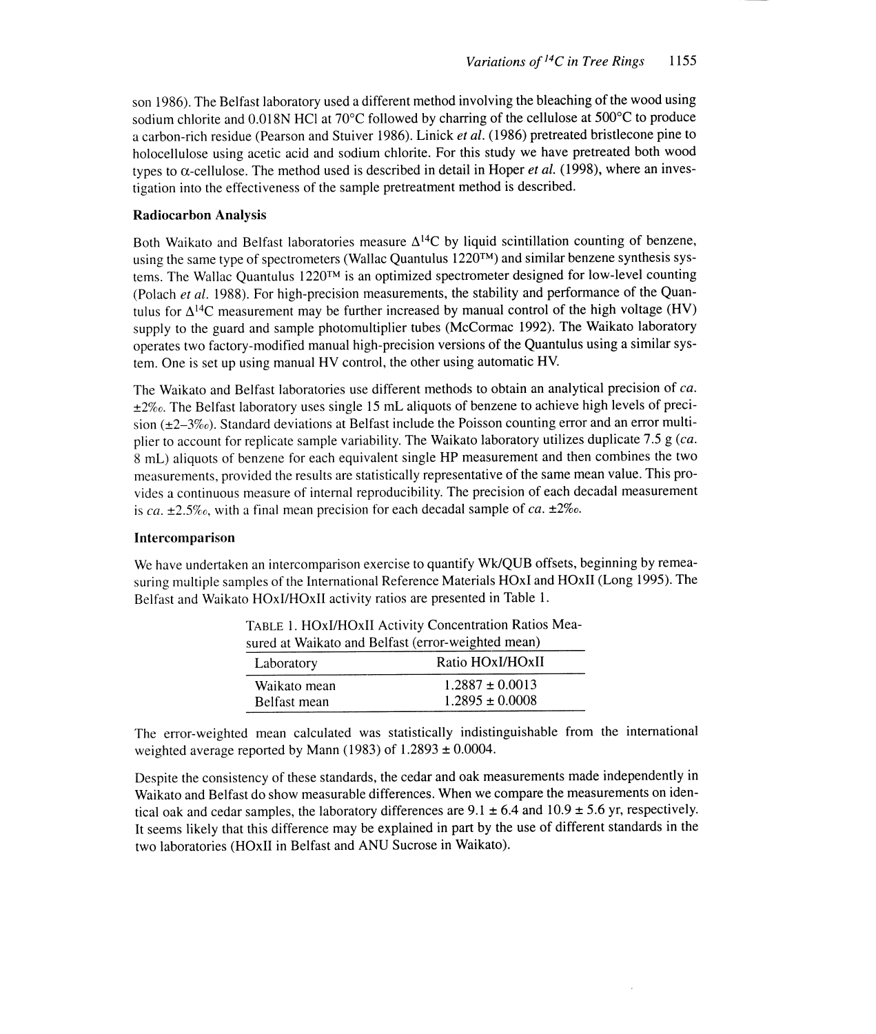son 1986). The Belfast laboratory used a different method involving the bleaching of the wood using sodium chlorite and 0.018N HCl at 70°C followed by charring of the cellulose at 500°C to produce a carbon-rich residue (Pearson and Stuiver 1986). Linick *et al.* (1986) pretreated bristlecone pine to holocellulose using acetic acid and sodium chlorite. For this study we have pretreated both wood types to α-cellulose. The method used is described in detail in Hoper *et al.* (1998), where an investigation into the effectiveness of the sample pretreatment method is described.

### Radiocarbon Analysis

Both Waikato and Belfast laboratories measure $\Delta^{14}C$ by liquid scintillation counting of benzene, using the same type of spectrometers (Wallac Quantulus 1220™) and similar benzene synthesis systems. The Wallac Quantulus 1220™ is an optimized spectrometer designed for low-level counting (Polach *et al.* 1988). For high-precision measurements, the stability and performance of the Quantulus for $\Delta^{14}C$ measurement may be further increased by manual control of the high voltage (HV) supply to the guard and sample photomultiplier tubes (McCormac 1992). The Waikato laboratory operates two factory-modified manual high-precision versions of the Quantulus using a similar system. One is set up using manual HV control, the other using automatic HV.

The Waikato and Belfast laboratories use different methods to obtain an analytical precision of *ca.* ±2‰. The Belfast laboratory uses single 15 mL aliquots of benzene to achieve high levels of precision (±2–3‰). Standard deviations at Belfast include the Poisson counting error and an error multiplier to account for replicate sample variability. The Waikato laboratory utilizes duplicate 7.5 g (*ca.* 8 mL) aliquots of benzene for each equivalent single HP measurement and then combines the two measurements, provided the results are statistically representative of the same mean value. This provides a continuous measure of internal reproducibility. The precision of each decadal measurement is *ca.* ±2.5‰, with a final mean precision for each decadal sample of *ca.* ±2‰.

### Intercomparison

We have undertaken an intercomparison exercise to quantify Wk/QUB offsets, beginning by remeasuring multiple samples of the International Reference Materials HOxI and HOxII (Long 1995). The Belfast and Waikato HOxI/HOxII activity ratios are presented in Table 1.

TABLE 1. HOxI/HOxII Activity Concentration Ratios Measured at Waikato and Belfast (error-weighted mean)

| Laboratory | Ratio HOxI/HOxII |
|---|---|
| Waikato mean | 1.2887 ± 0.0013 |
| Belfast mean | 1.2895 ± 0.0008 |

The error-weighted mean calculated was statistically indistinguishable from the international weighted average reported by Mann (1983) of 1.2893 ± 0.0004.

Despite the consistency of these standards, the cedar and oak measurements made independently in Waikato and Belfast do show measurable differences. When we compare the measurements on identical oak and cedar samples, the laboratory differences are 9.1 ± 6.4 and 10.9 ± 5.6 yr, respectively. It seems likely that this difference may be explained in part by the use of different standards in the two laboratories (HOxII in Belfast and ANU Sucrose in Waikato).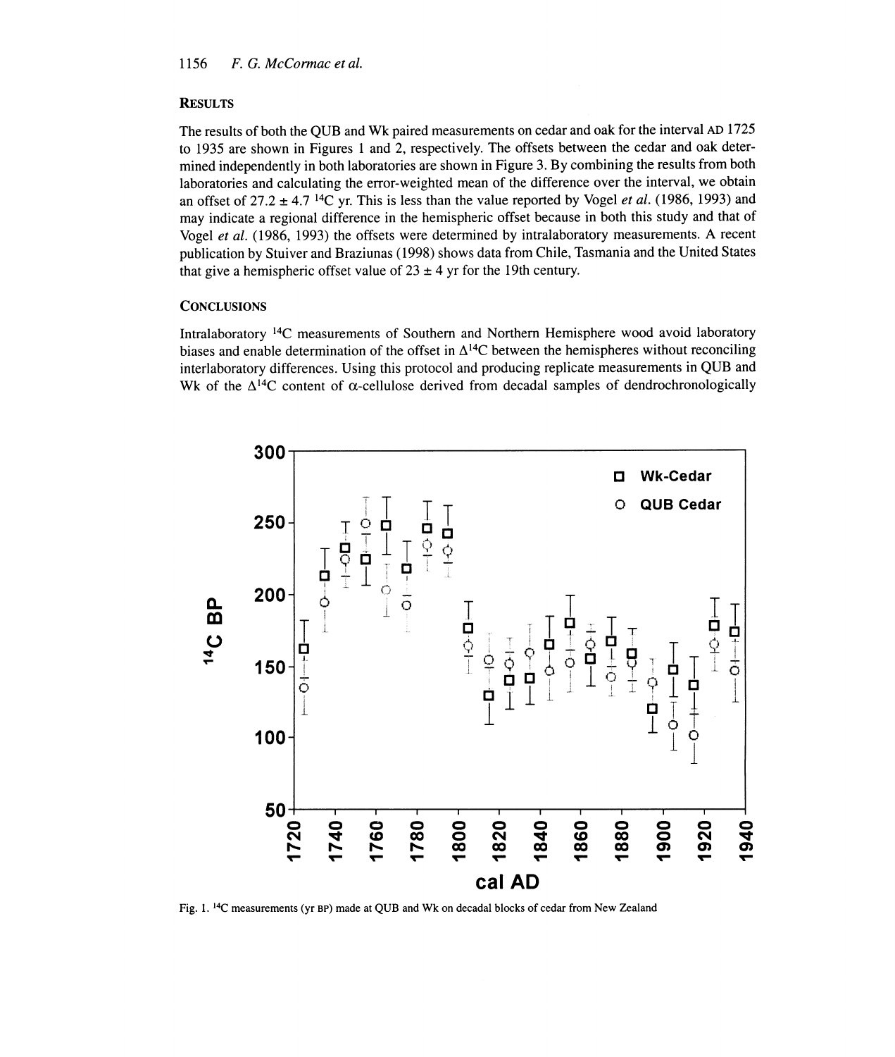## Results

The results of both the QUB and Wk paired measurements on cedar and oak for the interval AD 1725 to 1935 are shown in Figures 1 and 2, respectively. The offsets between the cedar and oak determined independently in both laboratories are shown in Figure 3. By combining the results from both laboratories and calculating the error-weighted mean of the difference over the interval, we obtain an offset of $27.2 \pm 4.7$ $^{14}$C yr. This is less than the value reported by Vogel *et al.* (1986, 1993) and may indicate a regional difference in the hemispheric offset because in both this study and that of Vogel *et al.* (1986, 1993) the offsets were determined by intralaboratory measurements. A recent publication by Stuiver and Braziunas (1998) shows data from Chile, Tasmania and the United States that give a hemispheric offset value of $23 \pm 4$ yr for the 19th century.

## Conclusions

Intralaboratory $^{14}$C measurements of Southern and Northern Hemisphere wood avoid laboratory biases and enable determination of the offset in $\Delta^{14}$C between the hemispheres without reconciling interlaboratory differences. Using this protocol and producing replicate measurements in QUB and Wk of the $\Delta^{14}$C content of $\alpha$-cellulose derived from decadal samples of dendrochronologically

Fig. 1. $^{14}$C measurements (yr BP) made at QUB and Wk on decadal blocks of cedar from New Zealand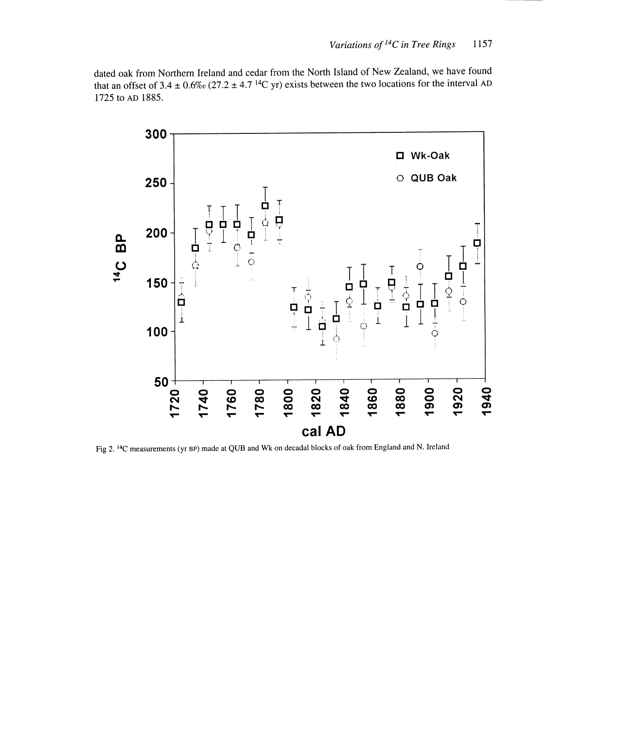dated oak from Northern Ireland and cedar from the North Island of New Zealand, we have found that an offset of 3.4 ± 0.6‰ (27.2 ± 4.7 $^{14}C$ yr) exists between the two locations for the interval AD 1725 to AD 1885.

Fig 2. $^{14}C$ measurements (yr BP) made at QUB and Wk on decadal blocks of oak from England and N. Ireland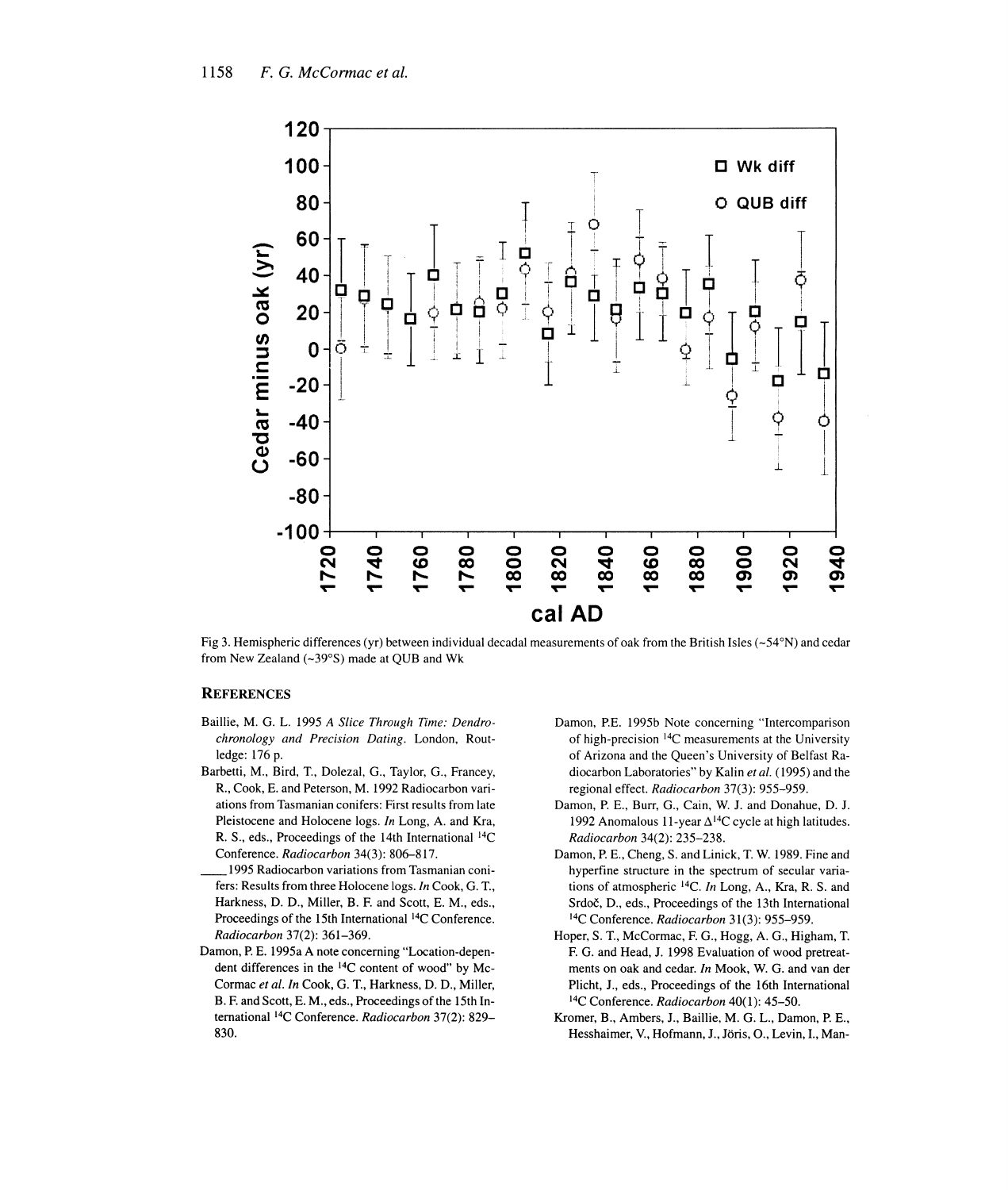Fig 3. Hemispheric differences (yr) between individual decadal measurements of oak from the British Isles (~54°N) and cedar from New Zealand (~39°S) made at QUB and Wk

## References

Baillie, M. G. L. 1995 *A Slice Through Time: Dendrochronology and Precision Dating*. London, Routledge: 176 p.

Barbetti, M., Bird, T., Dolezal, G., Taylor, G., Francey, R., Cook, E. and Peterson, M. 1992 Radiocarbon variations from Tasmanian conifers: First results from late Pleistocene and Holocene logs. *In* Long, A. and Kra, R. S., eds., Proceedings of the 14th International $^{14}C$ Conference. *Radiocarbon* 34(3): 806–817.

____1995 Radiocarbon variations from Tasmanian conifers: Results from three Holocene logs. *In* Cook, G. T., Harkness, D. D., Miller, B. F. and Scott, E. M., eds., Proceedings of the 15th International $^{14}C$ Conference. *Radiocarbon* 37(2): 361–369.

Damon, P. E. 1995a A note concerning "Location-dependent differences in the $^{14}C$ content of wood" by McCormac *et al. In* Cook, G. T., Harkness, D. D., Miller, B. F. and Scott, E. M., eds., Proceedings of the 15th International $^{14}C$ Conference. *Radiocarbon* 37(2): 829–830.

Damon, P.E. 1995b Note concerning "Intercomparison of high-precision $^{14}C$ measurements at the University of Arizona and the Queen's University of Belfast Radiocarbon Laboratories" by Kalin *et al.* (1995) and the regional effect. *Radiocarbon* 37(3): 955–959.

Damon, P. E., Burr, G., Cain, W. J. and Donahue, D. J. 1992 Anomalous 11-year $\Delta^{14}C$ cycle at high latitudes. *Radiocarbon* 34(2): 235–238.

Damon, P. E., Cheng, S. and Linick, T. W. 1989. Fine and hyperfine structure in the spectrum of secular variations of atmospheric $^{14}C$. *In* Long, A., Kra, R. S. and Srdoč, D., eds., Proceedings of the 13th International $^{14}C$ Conference. *Radiocarbon* 31(3): 955–959.

Hoper, S. T., McCormac, F. G., Hogg, A. G., Higham, T. F. G. and Head, J. 1998 Evaluation of wood pretreatments on oak and cedar. *In* Mook, W. G. and van der Plicht, J., eds., Proceedings of the 16th International $^{14}C$ Conference. *Radiocarbon* 40(1): 45–50.

Kromer, B., Ambers, J., Baillie, M. G. L., Damon, P. E., Hesshaimer, V., Hofmann, J., Jöris, O., Levin, I., Man-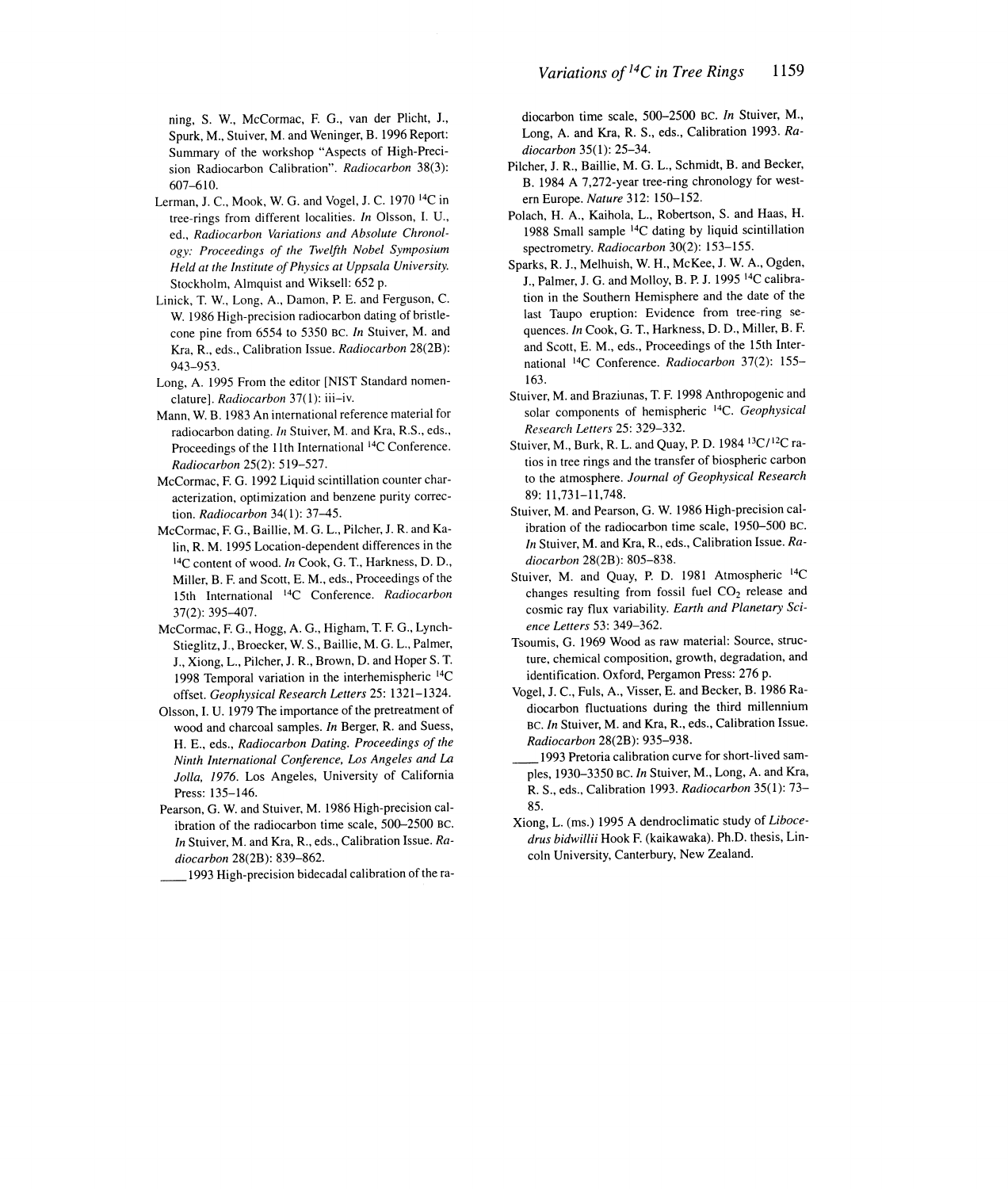ning, S. W., McCormac, F. G., van der Plicht, J., Spurk, M., Stuiver, M. and Weninger, B. 1996 Report: Summary of the workshop "Aspects of High-Precision Radiocarbon Calibration". *Radiocarbon* 38(3): 607–610.

Lerman, J. C., Mook, W. G. and Vogel, J. C. 1970 $^{14}C$ in tree-rings from different localities. *In* Olsson, I. U., ed., *Radiocarbon Variations and Absolute Chronology: Proceedings of the Twelfth Nobel Symposium Held at the Institute of Physics at Uppsala University.* Stockholm, Almquist and Wiksell: 652 p.

Linick, T. W., Long, A., Damon, P. E. and Ferguson, C. W. 1986 High-precision radiocarbon dating of bristlecone pine from 6554 to 5350 BC. *In* Stuiver, M. and Kra, R., eds., Calibration Issue. *Radiocarbon* 28(2B): 943–953.

Long, A. 1995 From the editor [NIST Standard nomenclature]. *Radiocarbon* 37(1): iii–iv.

Mann, W. B. 1983 An international reference material for radiocarbon dating. *In* Stuiver, M. and Kra, R.S., eds., Proceedings of the 11th International $^{14}C$ Conference. *Radiocarbon* 25(2): 519–527.

McCormac, F. G. 1992 Liquid scintillation counter characterization, optimization and benzene purity correction. *Radiocarbon* 34(1): 37–45.

McCormac, F. G., Baillie, M. G. L., Pilcher, J. R. and Kalin, R. M. 1995 Location-dependent differences in the $^{14}C$ content of wood. *In* Cook, G. T., Harkness, D. D., Miller, B. F. and Scott, E. M., eds., Proceedings of the 15th International $^{14}C$ Conference. *Radiocarbon* 37(2): 395–407.

McCormac, F. G., Hogg, A. G., Higham, T. F. G., Lynch-Stieglitz, J., Broecker, W. S., Baillie, M. G. L., Palmer, J., Xiong, L., Pilcher, J. R., Brown, D. and Hoper S. T. 1998 Temporal variation in the interhemispheric $^{14}C$ offset. *Geophysical Research Letters* 25: 1321–1324.

Olsson, I. U. 1979 The importance of the pretreatment of wood and charcoal samples. *In* Berger, R. and Suess, H. E., eds., *Radiocarbon Dating. Proceedings of the Ninth International Conference, Los Angeles and La Jolla, 1976.* Los Angeles, University of California Press: 135–146.

Pearson, G. W. and Stuiver, M. 1986 High-precision calibration of the radiocarbon time scale, 500–2500 BC. *In* Stuiver, M. and Kra, R., eds., Calibration Issue. *Radiocarbon* 28(2B): 839–862.

\_\_\_\_ 1993 High-precision bidecadal calibration of the radiocarbon time scale, 500–2500 BC. *In* Stuiver, M., Long, A. and Kra, R. S., eds., Calibration 1993. *Radiocarbon* 35(1): 25–34.

Pilcher, J. R., Baillie, M. G. L., Schmidt, B. and Becker, B. 1984 A 7,272-year tree-ring chronology for western Europe. *Nature* 312: 150–152.

Polach, H. A., Kaihola, L., Robertson, S. and Haas, H. 1988 Small sample $^{14}C$ dating by liquid scintillation spectrometry. *Radiocarbon* 30(2): 153–155.

Sparks, R. J., Melhuish, W. H., McKee, J. W. A., Ogden, J., Palmer, J. G. and Molloy, B. P. J. 1995 $^{14}C$ calibration in the Southern Hemisphere and the date of the last Taupo eruption: Evidence from tree-ring sequences. *In* Cook, G. T., Harkness, D. D., Miller, B. F. and Scott, E. M., eds., Proceedings of the 15th International $^{14}C$ Conference. *Radiocarbon* 37(2): 155–163.

Stuiver, M. and Braziunas, T. F. 1998 Anthropogenic and solar components of hemispheric $^{14}C$. *Geophysical Research Letters* 25: 329–332.

Stuiver, M., Burk, R. L. and Quay, P. D. 1984 $^{13}C/^{12}C$ ratios in tree rings and the transfer of biospheric carbon to the atmosphere. *Journal of Geophysical Research* 89: 11,731–11,748.

Stuiver, M. and Pearson, G. W. 1986 High-precision calibration of the radiocarbon time scale, 1950–500 BC. *In* Stuiver, M. and Kra, R., eds., Calibration Issue. *Radiocarbon* 28(2B): 805–838.

Stuiver, M. and Quay, P. D. 1981 Atmospheric $^{14}C$ changes resulting from fossil fuel $CO_2$ release and cosmic ray flux variability. *Earth and Planetary Science Letters* 53: 349–362.

Tsoumis, G. 1969 Wood as raw material: Source, structure, chemical composition, growth, degradation, and identification. Oxford, Pergamon Press: 276 p.

Vogel, J. C., Fuls, A., Visser, E. and Becker, B. 1986 Radiocarbon fluctuations during the third millennium BC. *In* Stuiver, M. and Kra, R., eds., Calibration Issue. *Radiocarbon* 28(2B): 935–938.

\_\_\_\_ 1993 Pretoria calibration curve for short-lived samples, 1930–3350 BC. *In* Stuiver, M., Long, A. and Kra, R. S., eds., Calibration 1993. *Radiocarbon* 35(1): 73–85.

Xiong, L. (ms.) 1995 A dendroclimatic study of *Libocedrus bidwillii* Hook F. (kaikawaka). Ph.D. thesis, Lincoln University, Canterbury, New Zealand.